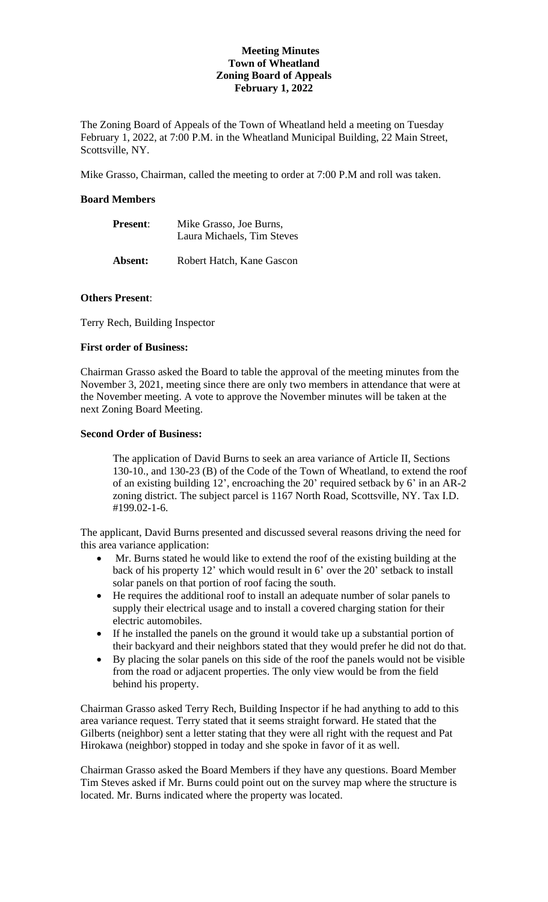# Meeting Minutes
## Town of Wheatland
## Zoning Board of Appeals
## February 1, 2022

The Zoning Board of Appeals of the Town of Wheatland held a meeting on Tuesday February 1, 2022, at 7:00 P.M. in the Wheatland Municipal Building, 22 Main Street, Scottsville, NY.

Mike Grasso, Chairman, called the meeting to order at 7:00 P.M and roll was taken.

**Board Members**

| | |
|---|---|
| **Present**: | Mike Grasso, Joe Burns, Laura Michaels, Tim Steves |
| **Absent:** | Robert Hatch, Kane Gascon |

**Others Present**:

Terry Rech, Building Inspector

**First order of Business:**

Chairman Grasso asked the Board to table the approval of the meeting minutes from the November 3, 2021, meeting since there are only two members in attendance that were at the November meeting. A vote to approve the November minutes will be taken at the next Zoning Board Meeting.

**Second Order of Business:**

The application of David Burns to seek an area variance of Article II, Sections 130-10., and 130-23 (B) of the Code of the Town of Wheatland, to extend the roof of an existing building 12', encroaching the 20' required setback by 6' in an AR-2 zoning district. The subject parcel is 1167 North Road, Scottsville, NY. Tax I.D. #199.02-1-6.

The applicant, David Burns presented and discussed several reasons driving the need for this area variance application:

- Mr. Burns stated he would like to extend the roof of the existing building at the back of his property 12' which would result in 6' over the 20' setback to install solar panels on that portion of roof facing the south.
- He requires the additional roof to install an adequate number of solar panels to supply their electrical usage and to install a covered charging station for their electric automobiles.
- If he installed the panels on the ground it would take up a substantial portion of their backyard and their neighbors stated that they would prefer he did not do that.
- By placing the solar panels on this side of the roof the panels would not be visible from the road or adjacent properties. The only view would be from the field behind his property.

Chairman Grasso asked Terry Rech, Building Inspector if he had anything to add to this area variance request. Terry stated that it seems straight forward. He stated that the Gilberts (neighbor) sent a letter stating that they were all right with the request and Pat Hirokawa (neighbor) stopped in today and she spoke in favor of it as well.

Chairman Grasso asked the Board Members if they have any questions. Board Member Tim Steves asked if Mr. Burns could point out on the survey map where the structure is located. Mr. Burns indicated where the property was located.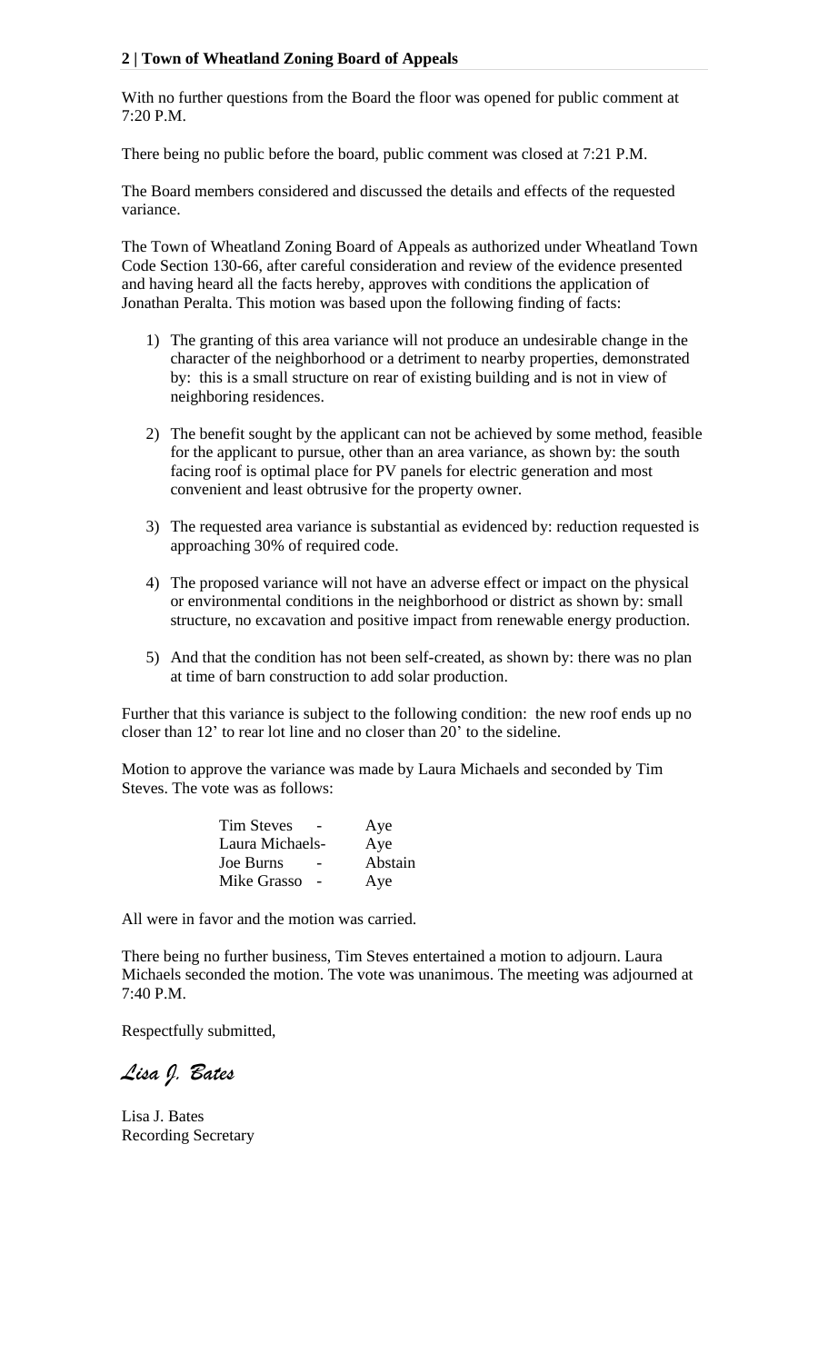With no further questions from the Board the floor was opened for public comment at 7:20 P.M.

There being no public before the board, public comment was closed at 7:21 P.M.

The Board members considered and discussed the details and effects of the requested variance.

The Town of Wheatland Zoning Board of Appeals as authorized under Wheatland Town Code Section 130-66, after careful consideration and review of the evidence presented and having heard all the facts hereby, approves with conditions the application of Jonathan Peralta. This motion was based upon the following finding of facts:

1) The granting of this area variance will not produce an undesirable change in the character of the neighborhood or a detriment to nearby properties, demonstrated by: this is a small structure on rear of existing building and is not in view of neighboring residences.

2) The benefit sought by the applicant can not be achieved by some method, feasible for the applicant to pursue, other than an area variance, as shown by: the south facing roof is optimal place for PV panels for electric generation and most convenient and least obtrusive for the property owner.

3) The requested area variance is substantial as evidenced by: reduction requested is approaching 30% of required code.

4) The proposed variance will not have an adverse effect or impact on the physical or environmental conditions in the neighborhood or district as shown by: small structure, no excavation and positive impact from renewable energy production.

5) And that the condition has not been self-created, as shown by: there was no plan at time of barn construction to add solar production.

Further that this variance is subject to the following condition: the new roof ends up no closer than 12' to rear lot line and no closer than 20' to the sideline.

Motion to approve the variance was made by Laura Michaels and seconded by Tim Steves. The vote was as follows:

| | |
|---|---|
| Tim Steves - | Aye |
| Laura Michaels- | Aye |
| Joe Burns - | Abstain |
| Mike Grasso - | Aye |

All were in favor and the motion was carried.

There being no further business, Tim Steves entertained a motion to adjourn. Laura Michaels seconded the motion. The vote was unanimous. The meeting was adjourned at 7:40 P.M.

Respectfully submitted,

*Lisa J. Bates*

Lisa J. Bates
Recording Secretary